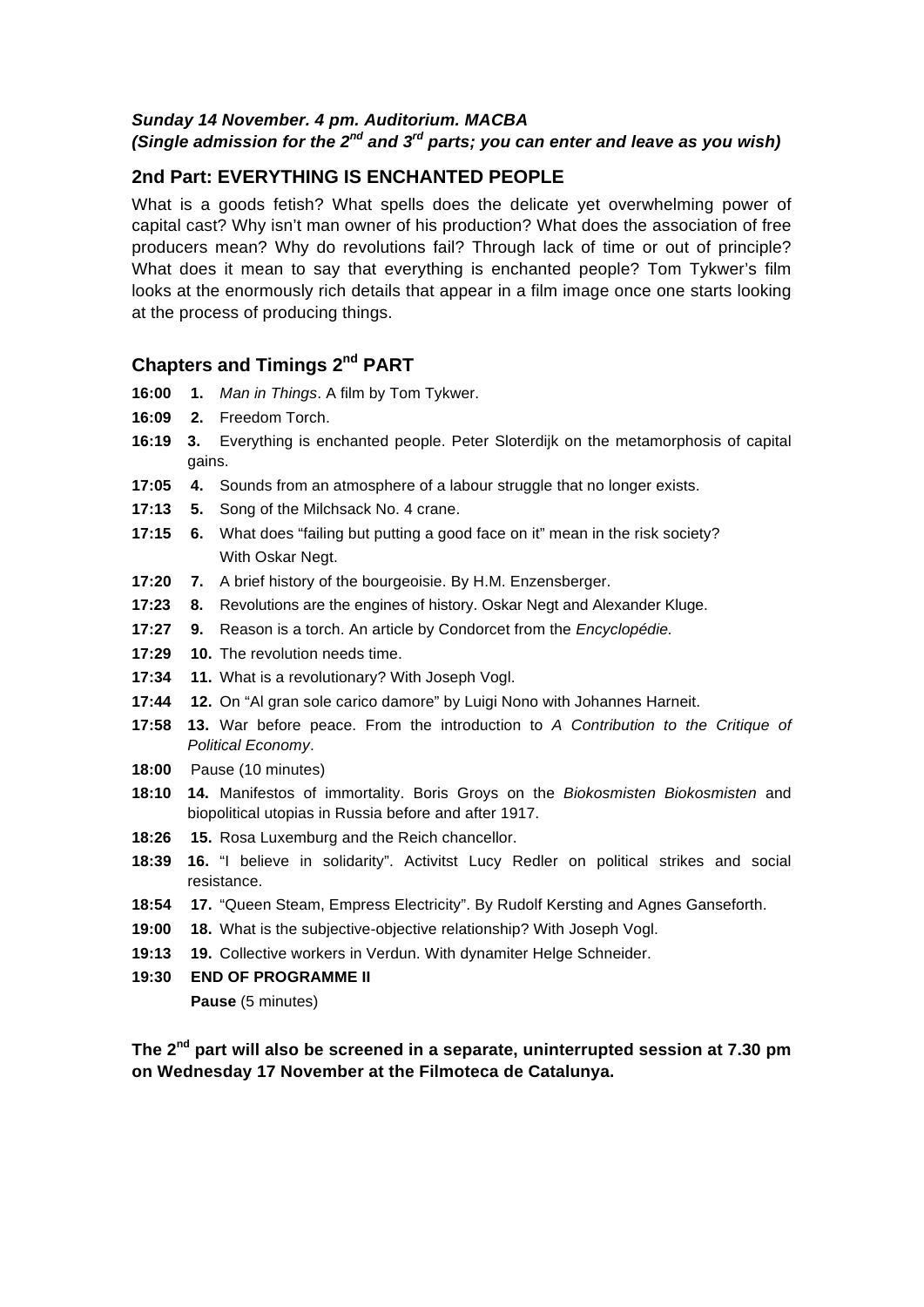***Sunday 14 November. 4 pm. Auditorium. MACBA***
***(Single admission for the 2nd and 3rd parts; you can enter and leave as you wish)***

## 2nd Part: EVERYTHING IS ENCHANTED PEOPLE

What is a goods fetish? What spells does the delicate yet overwhelming power of capital cast? Why isn't man owner of his production? What does the association of free producers mean? Why do revolutions fail? Through lack of time or out of principle? What does it mean to say that everything is enchanted people? Tom Tykwer's film looks at the enormously rich details that appear in a film image once one starts looking at the process of producing things.

## Chapters and Timings 2nd PART

**16:00** **1.** *Man in Things*. A film by Tom Tykwer.
**16:09** **2.** Freedom Torch.
**16:19** **3.** Everything is enchanted people. Peter Sloterdijk on the metamorphosis of capital gains.
**17:05** **4.** Sounds from an atmosphere of a labour struggle that no longer exists.
**17:13** **5.** Song of the Milchsack No. 4 crane.
**17:15** **6.** What does "failing but putting a good face on it" mean in the risk society? With Oskar Negt.
**17:20** **7.** A brief history of the bourgeoisie. By H.M. Enzensberger.
**17:23** **8.** Revolutions are the engines of history. Oskar Negt and Alexander Kluge.
**17:27** **9.** Reason is a torch. An article by Condorcet from the *Encyclopédie.*
**17:29** **10.** The revolution needs time.
**17:34** **11.** What is a revolutionary? With Joseph Vogl.
**17:44** **12.** On "Al gran sole carico damore" by Luigi Nono with Johannes Harneit.
**17:58** **13.** War before peace. From the introduction to *A Contribution to the Critique of Political Economy*.
**18:00** Pause (10 minutes)
**18:10** **14.** Manifestos of immortality. Boris Groys on the *Biokosmisten Biokosmisten* and biopolitical utopias in Russia before and after 1917.
**18:26** **15.** Rosa Luxemburg and the Reich chancellor.
**18:39** **16.** "I believe in solidarity". Activitst Lucy Redler on political strikes and social resistance.
**18:54** **17.** "Queen Steam, Empress Electricity". By Rudolf Kersting and Agnes Ganseforth.
**19:00** **18.** What is the subjective-objective relationship? With Joseph Vogl.
**19:13** **19.** Collective workers in Verdun. With dynamiter Helge Schneider.
**19:30** **END OF PROGRAMME II**
**Pause** (5 minutes)

**The 2nd part will also be screened in a separate, uninterrupted session at 7.30 pm on Wednesday 17 November at the Filmoteca de Catalunya.**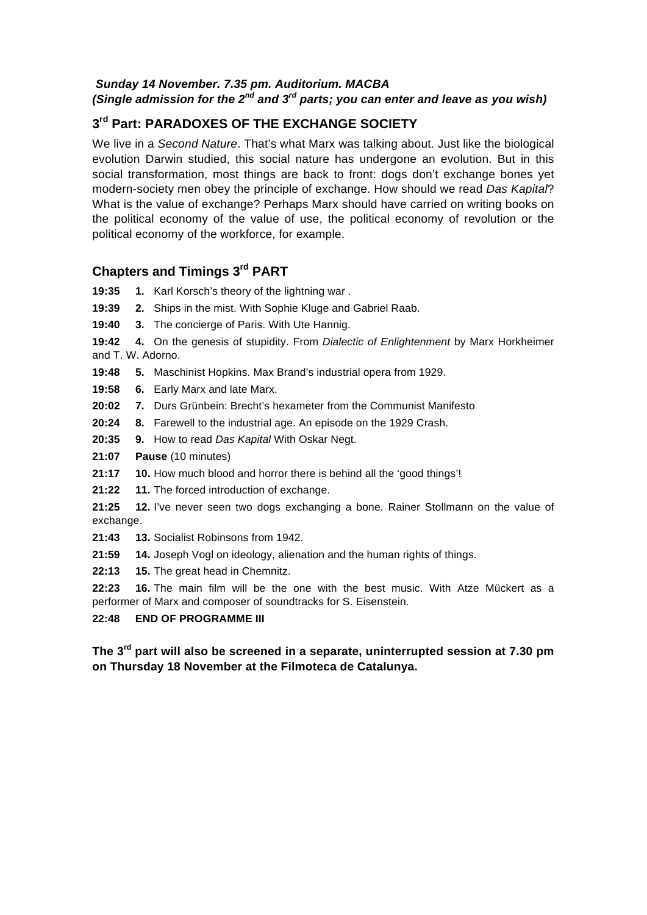***Sunday 14 November. 7.35 pm. Auditorium. MACBA***
***(Single admission for the 2nd and 3rd parts; you can enter and leave as you wish)***

## 3rd Part: PARADOXES OF THE EXCHANGE SOCIETY

We live in a *Second Nature*. That's what Marx was talking about. Just like the biological evolution Darwin studied, this social nature has undergone an evolution. But in this social transformation, most things are back to front: dogs don't exchange bones yet modern-society men obey the principle of exchange. How should we read *Das Kapital*? What is the value of exchange? Perhaps Marx should have carried on writing books on the political economy of the value of use, the political economy of revolution or the political economy of the workforce, for example.

### Chapters and Timings 3rd PART

**19:35** **1.** Karl Korsch's theory of the lightning war .

**19:39** **2.** Ships in the mist. With Sophie Kluge and Gabriel Raab.

**19:40** **3.** The concierge of Paris. With Ute Hannig.

**19:42** **4.** On the genesis of stupidity. From *Dialectic of Enlightenment* by Marx Horkheimer and T. W. Adorno.

**19:48** **5.** Maschinist Hopkins. Max Brand's industrial opera from 1929.

**19:58** **6.** Early Marx and late Marx.

**20:02** **7.** Durs Grünbein: Brecht's hexameter from the Communist Manifesto

**20:24** **8.** Farewell to the industrial age. An episode on the 1929 Crash.

**20:35** **9.** How to read *Das Kapital* With Oskar Negt.

**21:07** **Pause** (10 minutes)

**21:17** **10.** How much blood and horror there is behind all the 'good things'!

**21:22** **11.** The forced introduction of exchange.

**21:25** **12.** I've never seen two dogs exchanging a bone. Rainer Stollmann on the value of exchange.

**21:43** **13.** Socialist Robinsons from 1942.

**21:59** **14.** Joseph Vogl on ideology, alienation and the human rights of things.

**22:13** **15.** The great head in Chemnitz.

**22:23** **16.** The main film will be the one with the best music. With Atze Mückert as a performer of Marx and composer of soundtracks for S. Eisenstein.

**22:48** **END OF PROGRAMME III**

**The 3rd part will also be screened in a separate, uninterrupted session at 7.30 pm on Thursday 18 November at the Filmoteca de Catalunya.**